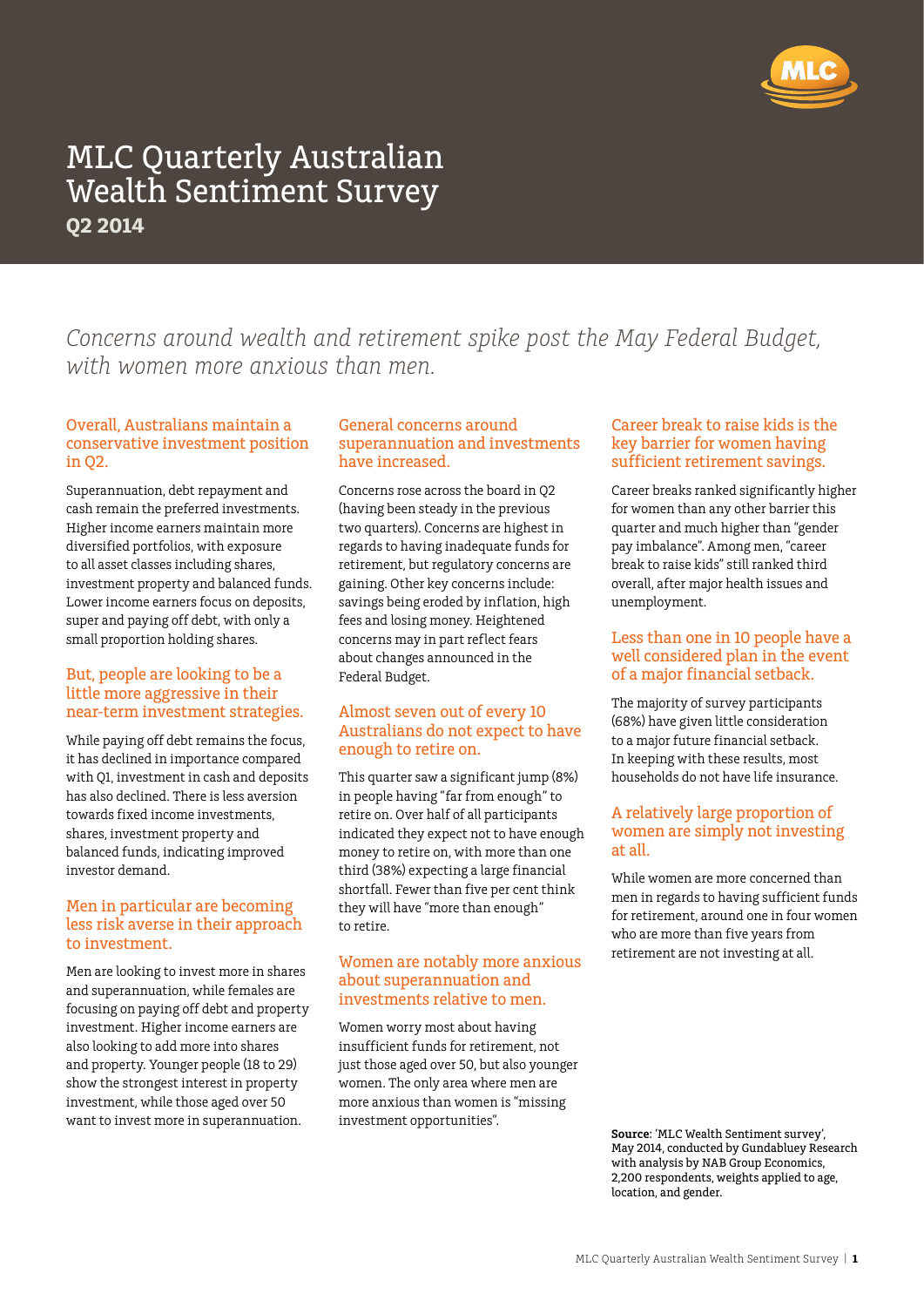# MLC Quarterly Australian Wealth Sentiment Survey

**Q2 2014**

*Concerns around wealth and retirement spike post the May Federal Budget, with women more anxious than men.*

## Overall, Australians maintain a conservative investment position in Q2.

Superannuation, debt repayment and cash remain the preferred investments. Higher income earners maintain more diversified portfolios, with exposure to all asset classes including shares, investment property and balanced funds. Lower income earners focus on deposits, super and paying off debt, with only a small proportion holding shares.

## But, people are looking to be a little more aggressive in their near-term investment strategies.

While paying off debt remains the focus, it has declined in importance compared with Q1, investment in cash and deposits has also declined. There is less aversion towards fixed income investments, shares, investment property and balanced funds, indicating improved investor demand.

## Men in particular are becoming less risk averse in their approach to investment.

Men are looking to invest more in shares and superannuation, while females are focusing on paying off debt and property investment. Higher income earners are also looking to add more into shares and property. Younger people (18 to 29) show the strongest interest in property investment, while those aged over 50 want to invest more in superannuation.

## General concerns around superannuation and investments have increased.

Concerns rose across the board in Q2 (having been steady in the previous two quarters). Concerns are highest in regards to having inadequate funds for retirement, but regulatory concerns are gaining. Other key concerns include: savings being eroded by inflation, high fees and losing money. Heightened concerns may in part reflect fears about changes announced in the Federal Budget.

## Almost seven out of every 10 Australians do not expect to have enough to retire on.

This quarter saw a significant jump (8%) in people having "far from enough" to retire on. Over half of all participants indicated they expect not to have enough money to retire on, with more than one third (38%) expecting a large financial shortfall. Fewer than five per cent think they will have "more than enough" to retire.

## Women are notably more anxious about superannuation and investments relative to men.

Women worry most about having insufficient funds for retirement, not just those aged over 50, but also younger women. The only area where men are more anxious than women is "missing investment opportunities".

## Career break to raise kids is the key barrier for women having sufficient retirement savings.

Career breaks ranked significantly higher for women than any other barrier this quarter and much higher than "gender pay imbalance". Among men, "career break to raise kids" still ranked third overall, after major health issues and unemployment.

## Less than one in 10 people have a well considered plan in the event of a major financial setback.

The majority of survey participants (68%) have given little consideration to a major future financial setback. In keeping with these results, most households do not have life insurance.

## A relatively large proportion of women are simply not investing at all.

While women are more concerned than men in regards to having sufficient funds for retirement, around one in four women who are more than five years from retirement are not investing at all.

**Source**: 'MLC Wealth Sentiment survey', May 2014, conducted by Gundabluey Research with analysis by NAB Group Economics, 2,200 respondents, weights applied to age, location, and gender.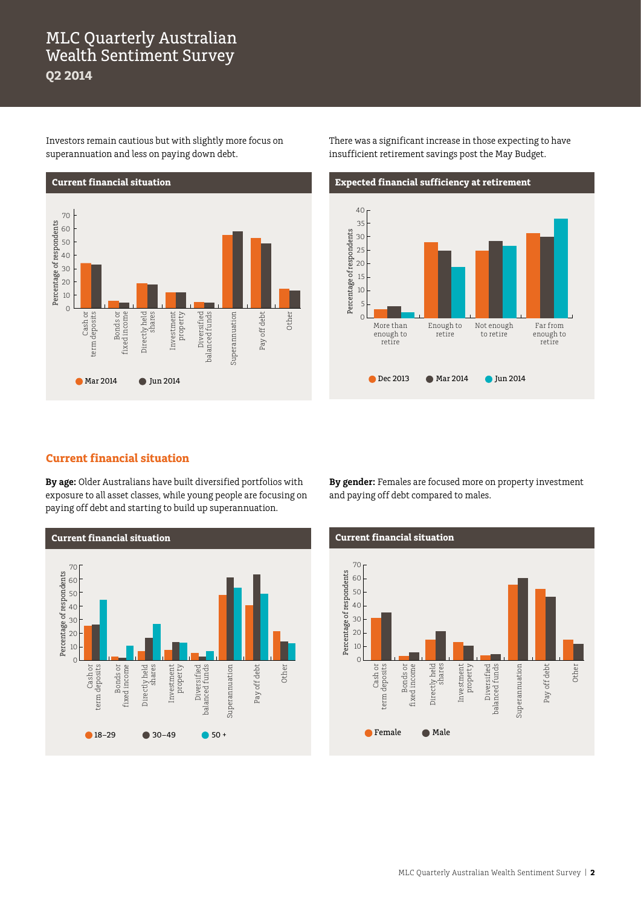# MLC Quarterly Australian Wealth Sentiment Survey
**Q2 2014**

Investors remain cautious but with slightly more focus on superannuation and less on paying down debt.

**Current financial situation**

There was a significant increase in those expecting to have insufficient retirement savings post the May Budget.

**Expected financial sufficiency at retirement**

## Current financial situation

**By age:** Older Australians have built diversified portfolios with exposure to all asset classes, while young people are focusing on paying off debt and starting to build up superannuation.

**Current financial situation**

**By gender:** Females are focused more on property investment and paying off debt compared to males.

**Current financial situation**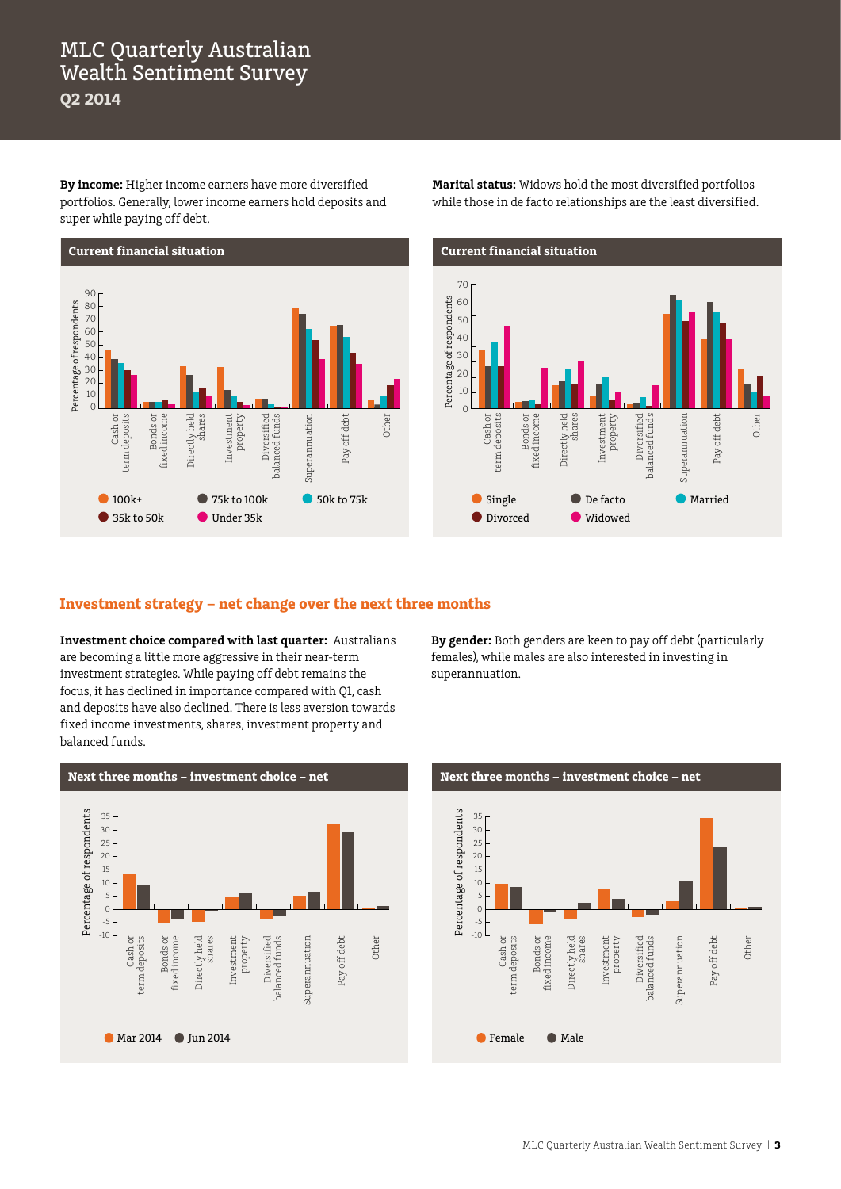# MLC Quarterly Australian Wealth Sentiment Survey

**Q2 2014**

**By income:** Higher income earners have more diversified portfolios. Generally, lower income earners hold deposits and super while paying off debt.

**Current financial situation**

Percentage of respondents

Cash or term deposits | Bonds or fixed income | Directly held shares | Investment property | Diversified balanced funds | Superannuation | Pay off debt | Other

100k+ | 75k to 100k | 50k to 75k | 35k to 50k | Under 35k

**Marital status:** Widows hold the most diversified portfolios while those in de facto relationships are the least diversified.

**Current financial situation**

Percentage of respondents

Cash or term deposits | Bonds or fixed income | Directly held shares | Investment property | Diversified balanced funds | Superannuation | Pay off debt | Other

Single | De facto | Married | Divorced | Widowed

## Investment strategy – net change over the next three months

**Investment choice compared with last quarter:** Australians are becoming a little more aggressive in their near-term investment strategies. While paying off debt remains the focus, it has declined in importance compared with Q1, cash and deposits have also declined. There is less aversion towards fixed income investments, shares, investment property and balanced funds.

**Next three months – investment choice – net**

Percentage of respondents

Cash or term deposits | Bonds or fixed income | Directly held shares | Investment property | Diversified balanced funds | Superannuation | Pay off debt | Other

Mar 2014 | Jun 2014

**By gender:** Both genders are keen to pay off debt (particularly females), while males are also interested in investing in superannuation.

**Next three months – investment choice – net**

Percentage of respondents

Cash or term deposits | Bonds or fixed income | Directly held shares | Investment property | Diversified balanced funds | Superannuation | Pay off debt | Other

Female | Male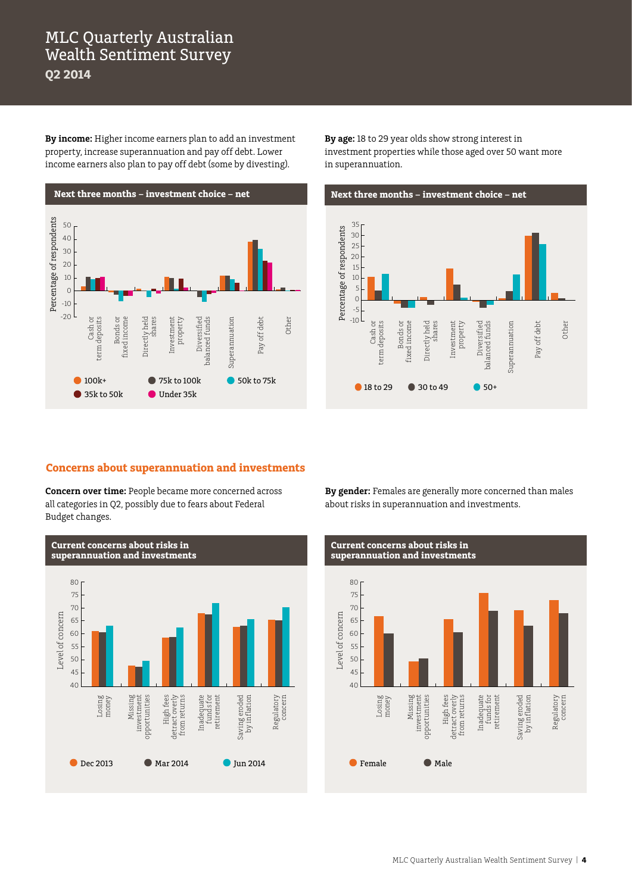**By income:** Higher income earners plan to add an investment property, increase superannuation and pay off debt. Lower income earners also plan to pay off debt (some by divesting).

**Next three months – investment choice – net**

Percentage of respondents

Cash or term deposits | Bonds or fixed income | Directly held shares | Investment property | Diversified balanced funds | Superannuation | Pay off debt | Other

100k+ | 75k to 100k | 50k to 75k | 35k to 50k | Under 35k

**By age:** 18 to 29 year olds show strong interest in investment properties while those aged over 50 want more in superannuation.

**Next three months – investment choice – net**

Percentage of respondents

Cash or term deposits | Bonds or fixed income | Directly held shares | Investment property | Diversified balanced funds | Superannuation | Pay off debt | Other

18 to 29 | 30 to 49 | 50+

## Concerns about superannuation and investments

**Concern over time:** People became more concerned across all categories in Q2, possibly due to fears about Federal Budget changes.

**Current concerns about risks in superannuation and investments**

Level of concern

Losing money | Missing investment opportunities | High fees detract overly from returns | Inadequate funds for retirement | Saving eroded by inflation | Regulatory concern

Dec 2013 | Mar 2014 | Jun 2014

**By gender:** Females are generally more concerned than males about risks in superannuation and investments.

**Current concerns about risks in superannuation and investments**

Level of concern

Losing money | Missing investment opportunities | High fees detract overly from returns | Inadequate funds for retirement | Saving eroded by inflation | Regulatory concern

Female | Male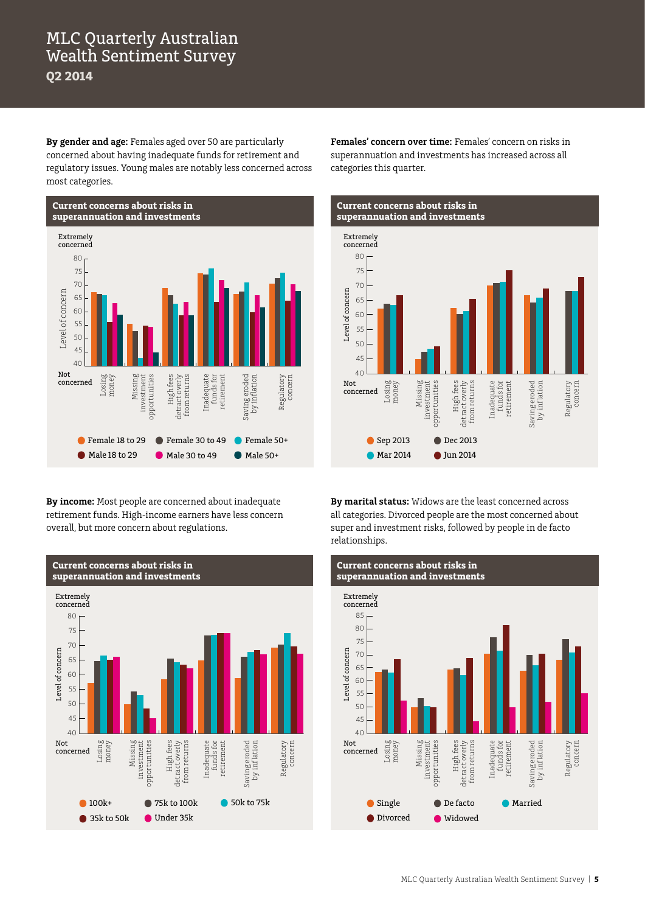# MLC Quarterly Australian Wealth Sentiment Survey
**Q2 2014**

**By gender and age:** Females aged over 50 are particularly concerned about having inadequate funds for retirement and regulatory issues. Young males are notably less concerned across most categories.

**Current concerns about risks in superannuation and investments**

Level of concern (40 = Not concerned, 80 = Extremely concerned)

Categories: Losing money; Missing investment opportunities; High fees detract overly from returns; Inadequate funds for retirement; Saving eroded by inflation; Regulatory concern

Legend: Female 18 to 29, Female 30 to 49, Female 50+, Male 18 to 29, Male 30 to 49, Male 50+

**Females' concern over time:** Females' concern on risks in superannuation and investments has increased across all categories this quarter.

**Current concerns about risks in superannuation and investments**

Level of concern (40 = Not concerned, 80 = Extremely concerned)

Categories: Losing money; Missing investment opportunities; High fees detract overly from returns; Inadequate funds for retirement; Saving eroded by inflation; Regulatory concern

Legend: Sep 2013, Dec 2013, Mar 2014, Jun 2014

**By income:** Most people are concerned about inadequate retirement funds. High-income earners have less concern overall, but more concern about regulations.

**Current concerns about risks in superannuation and investments**

Level of concern (40 = Not concerned, 80 = Extremely concerned)

Categories: Losing money; Missing investment opportunities; High fees detract overly from returns; Inadequate funds for retirement; Saving eroded by inflation; Regulatory concern

Legend: 100k+, 75k to 100k, 50k to 75k, 35k to 50k, Under 35k

**By marital status:** Widows are the least concerned across all categories. Divorced people are the most concerned about super and investment risks, followed by people in de facto relationships.

**Current concerns about risks in superannuation and investments**

Level of concern (40 = Not concerned, 85 = Extremely concerned)

Categories: Losing money; Missing investment opportunities; High fees detract overly from returns; Inadequate funds for retirement; Saving eroded by inflation; Regulatory concern

Legend: Single, De facto, Married, Divorced, Widowed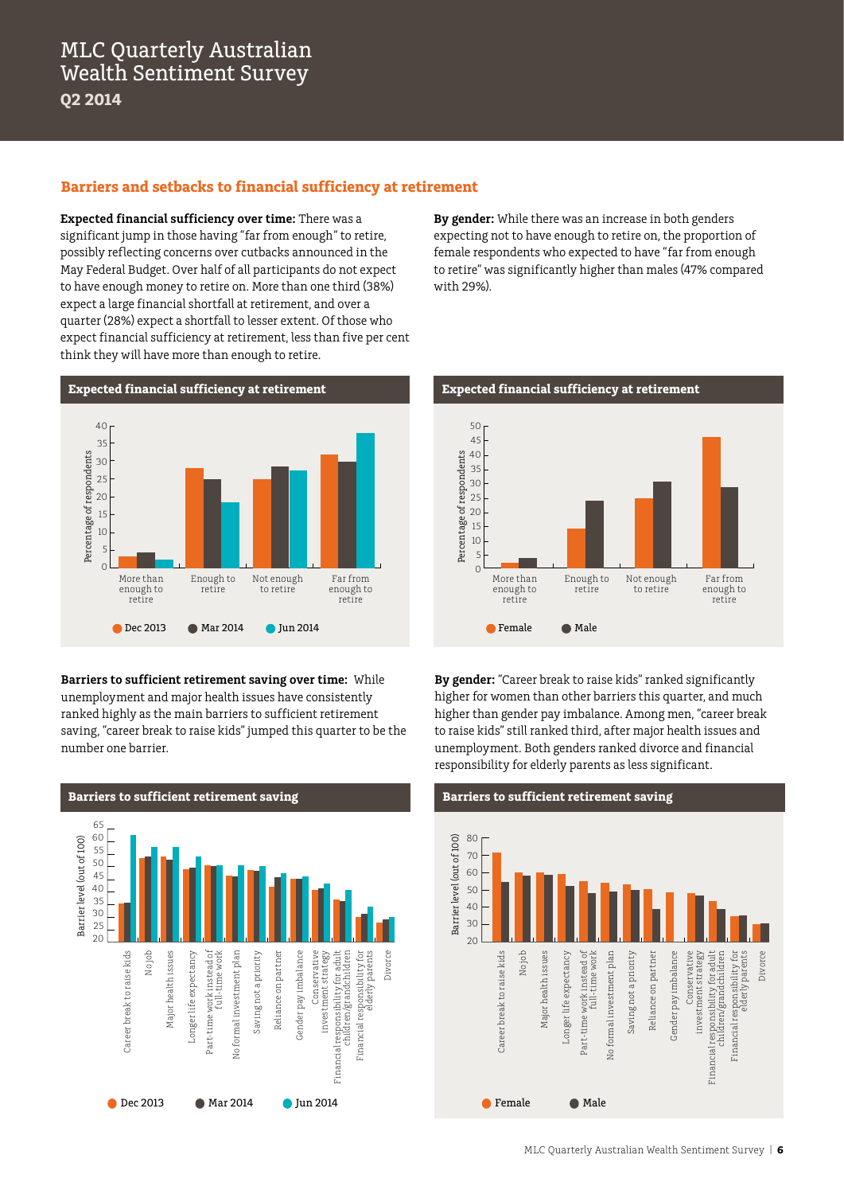## Barriers and setbacks to financial sufficiency at retirement

**Expected financial sufficiency over time:** There was a significant jump in those having "far from enough" to retire, possibly reflecting concerns over cutbacks announced in the May Federal Budget. Over half of all participants do not expect to have enough money to retire on. More than one third (38%) expect a large financial shortfall at retirement, and over a quarter (28%) expect a shortfall to lesser extent. Of those who expect financial sufficiency at retirement, less than five per cent think they will have more than enough to retire.

**By gender:** While there was an increase in both genders expecting not to have enough to retire on, the proportion of female respondents who expected to have "far from enough to retire" was significantly higher than males (47% compared with 29%).

### Expected financial sufficiency at retirement

Percentage of respondents

More than enough to retire | Enough to retire | Not enough to retire | Far from enough to retire

Dec 2013 | Mar 2014 | Jun 2014

### Expected financial sufficiency at retirement

Percentage of respondents

More than enough to retire | Enough to retire | Not enough to retire | Far from enough to retire

Female | Male

**Barriers to sufficient retirement saving over time:** While unemployment and major health issues have consistently ranked highly as the main barriers to sufficient retirement saving, "career break to raise kids" jumped this quarter to be the number one barrier.

**By gender:** "Career break to raise kids" ranked significantly higher for women than other barriers this quarter, and much higher than gender pay imbalance. Among men, "career break to raise kids" still ranked third, after major health issues and unemployment. Both genders ranked divorce and financial responsibility for elderly parents as less significant.

### Barriers to sufficient retirement saving

Barrier level (out of 100)

Career break to raise kids | No job | Major health issues | Longer life expectancy | Part-time work instead of full-time work | No formal investment plan | Saving not a priority | Reliance on partner | Gender pay imbalance | Conservative investment strategy | Financial responsibility for adult children/grandchildren | Financial responsibility for elderly parents | Divorce

Dec 2013 | Mar 2014 | Jun 2014

### Barriers to sufficient retirement saving

Barrier level (out of 100)

Career break to raise kids | No job | Major health issues | Longer life expectancy | Part-time work instead of full-time work | No formal investment plan | Saving not a priority | Reliance on partner | Gender pay imbalance | Conservative investment strategy | Financial responsibility for adult children/grandchildren | Financial responsibility for elderly parents | Divorce

Female | Male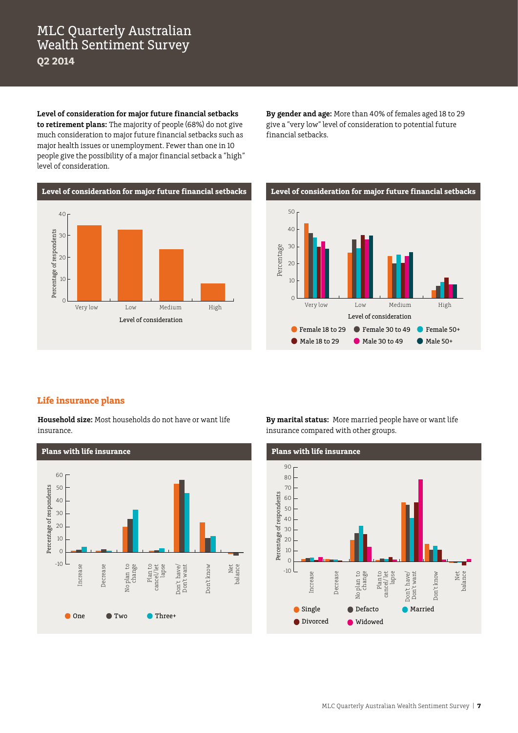# MLC Quarterly Australian Wealth Sentiment Survey

**Q2 2014**

**Level of consideration for major future financial setbacks to retirement plans:** The majority of people (68%) do not give much consideration to major future financial setbacks such as major health issues or unemployment. Fewer than one in 10 people give the possibility of a major financial setback a "high" level of consideration.

**By gender and age:** More than 40% of females aged 18 to 29 give a "very low" level of consideration to potential future financial setbacks.

**Level of consideration for major future financial setbacks**

Percentage of respondents (0–40) by Level of consideration: Very low, Low, Medium, High

**Level of consideration for major future financial setbacks**

Percentage (0–50) by Level of consideration: Very low, Low, Medium, High

Female 18 to 29 · Female 30 to 49 · Female 50+ · Male 18 to 29 · Male 30 to 49 · Male 50+

## Life insurance plans

**Household size:** Most households do not have or want life insurance.

**By marital status:** More married people have or want life insurance compared with other groups.

**Plans with life insurance**

Percentage of respondents (-10–60): Increase, Decrease, No plan to change, Plan to cancel/let lapse, Don't have/ Don't want, Don't know, Net balance

One · Two · Three+

**Plans with life insurance**

Percentage of respondents (-10–90): Increase, Decrease, No plan to change, Plan to cancel/let lapse, Don't have/ Don't want, Don't know, Net balance

Single · Defacto · Married · Divorced · Widowed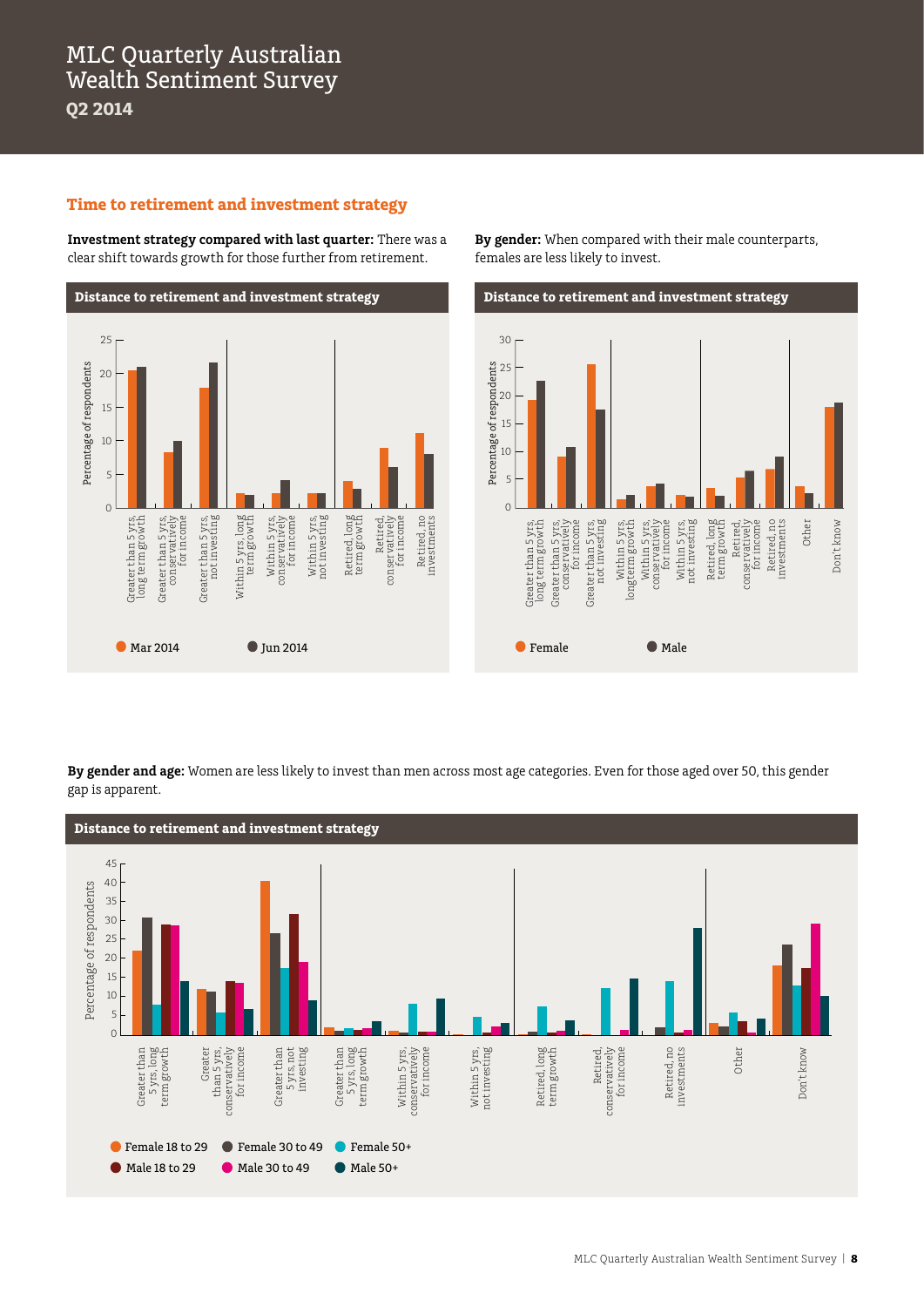## Time to retirement and investment strategy

**Investment strategy compared with last quarter:** There was a clear shift towards growth for those further from retirement.

**Distance to retirement and investment strategy**

Percentage of respondents

Categories: Greater than 5 yrs, long term growth; Greater than 5 yrs, conservatively for income; Greater than 5 yrs, not investing; Within 5 yrs, long term growth; Within 5 yrs, conservatively for income; Within 5 yrs, not investing; Retired, long term growth; Retired, conservatively for income; Retired, no investments

Mar 2014 · Jun 2014

**By gender:** When compared with their male counterparts, females are less likely to invest.

**Distance to retirement and investment strategy**

Percentage of respondents

Categories: Greater than 5 yrs, long term growth; Greater than 5 yrs, conservatively for income; Greater than 5 yrs, not investing; Within 5 yrs, long term growth; Within 5 yrs, conservatively for income; Within 5 yrs, not investing; Retired, long term growth; Retired, conservatively for income; Retired, no investments; Other; Don't know

Female · Male

**By gender and age:** Women are less likely to invest than men across most age categories. Even for those aged over 50, this gender gap is apparent.

**Distance to retirement and investment strategy**

Percentage of respondents

Categories: Greater than 5 yrs, long term growth; Greater than 5 yrs, conservatively for income; Greater than 5 yrs, not investing; Greater than 5 yrs, long term growth; Within 5 yrs, conservatively for income; Within 5 yrs, not investing; Retired, long term growth; Retired, conservatively for income; Retired, no investments; Other; Don't know

Female 18 to 29 · Female 30 to 49 · Female 50+ · Male 18 to 29 · Male 30 to 49 · Male 50+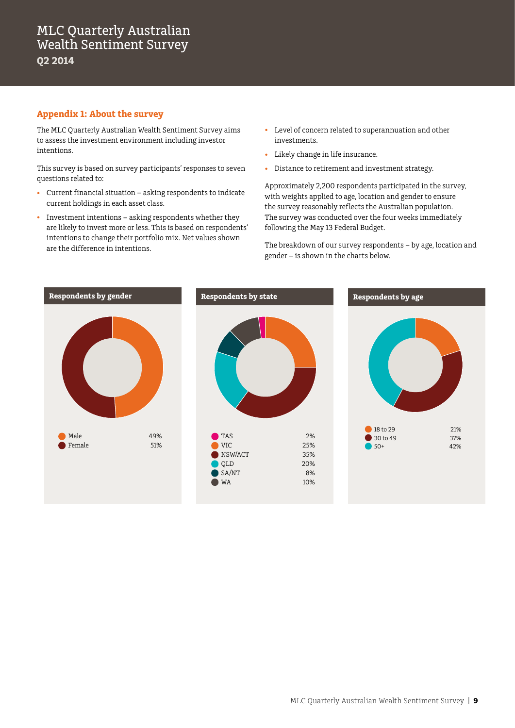## Appendix 1: About the survey

The MLC Quarterly Australian Wealth Sentiment Survey aims to assess the investment environment including investor intentions.

This survey is based on survey participants' responses to seven questions related to:

- Current financial situation – asking respondents to indicate current holdings in each asset class.
- Investment intentions – asking respondents whether they are likely to invest more or less. This is based on respondents' intentions to change their portfolio mix. Net values shown are the difference in intentions.
- Level of concern related to superannuation and other investments.
- Likely change in life insurance.
- Distance to retirement and investment strategy.

Approximately 2,200 respondents participated in the survey, with weights applied to age, location and gender to ensure the survey reasonably reflects the Australian population. The survey was conducted over the four weeks immediately following the May 13 Federal Budget.

The breakdown of our survey respondents – by age, location and gender – is shown in the charts below.

**Respondents by gender**

| | |
|---|---|
| Male | 49% |
| Female | 51% |

**Respondents by state**

| | |
|---|---|
| TAS | 2% |
| VIC | 25% |
| NSW/ACT | 35% |
| QLD | 20% |
| SA/NT | 8% |
| WA | 10% |

**Respondents by age**

| | |
|---|---|
| 18 to 29 | 21% |
| 30 to 49 | 37% |
| 50+ | 42% |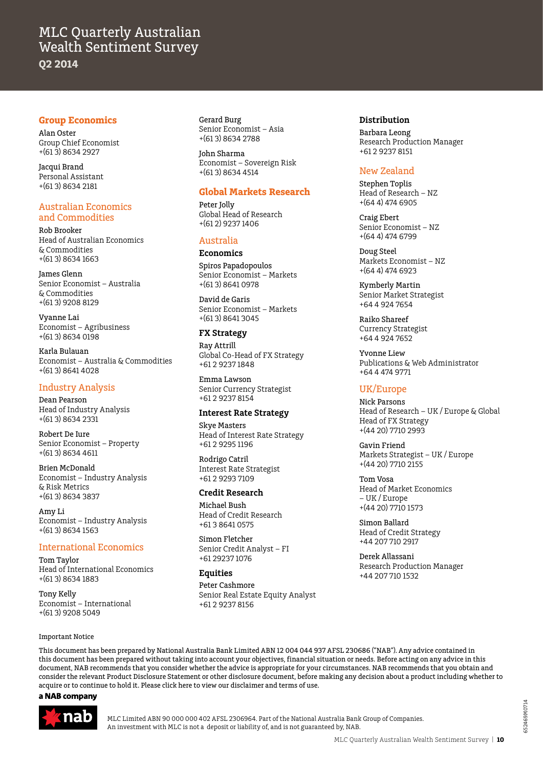# MLC Quarterly Australian Wealth Sentiment Survey

**Q2 2014**

## Group Economics

Alan Oster
Group Chief Economist
+(61 3) 8634 2927

Jacqui Brand
Personal Assistant
+(61 3) 8634 2181

## Australian Economics and Commodities

Rob Brooker
Head of Australian Economics & Commodities
+(61 3) 8634 1663

James Glenn
Senior Economist – Australia & Commodities
+(61 3) 9208 8129

Vyanne Lai
Economist – Agribusiness
+(61 3) 8634 0198

Karla Bulauan
Economist – Australia & Commodities
+(61 3) 8641 4028

## Industry Analysis

Dean Pearson
Head of Industry Analysis
+(61 3) 8634 2331

Robert De Iure
Senior Economist – Property
+(61 3) 8634 4611

Brien McDonald
Economist – Industry Analysis & Risk Metrics
+(61 3) 8634 3837

Amy Li
Economist – Industry Analysis
+(61 3) 8634 1563

## International Economics

Tom Taylor
Head of International Economics
+(61 3) 8634 1883

Tony Kelly
Economist – International
+(61 3) 9208 5049

Gerard Burg
Senior Economist – Asia
+(61 3) 8634 2788

John Sharma
Economist – Sovereign Risk
+(61 3) 8634 4514

## Global Markets Research

Peter Jolly
Global Head of Research
+(61 2) 9237 1406

## Australia

### Economics

Spiros Papadopoulos
Senior Economist – Markets
+(61 3) 8641 0978

David de Garis
Senior Economist – Markets
+(61 3) 8641 3045

### FX Strategy

Ray Attrill
Global Co-Head of FX Strategy
+61 2 9237 1848

Emma Lawson
Senior Currency Strategist
+61 2 9237 8154

### Interest Rate Strategy

Skye Masters
Head of Interest Rate Strategy
+61 2 9295 1196

Rodrigo Catril
Interest Rate Strategist
+61 2 9293 7109

### Credit Research

Michael Bush
Head of Credit Research
+61 3 8641 0575

Simon Fletcher
Senior Credit Analyst – FI
+61 29237 1076

### Equities

Peter Cashmore
Senior Real Estate Equity Analyst
+61 2 9237 8156

### Distribution

Barbara Leong
Research Production Manager
+61 2 9237 8151

## New Zealand

Stephen Toplis
Head of Research – NZ
+(64 4) 474 6905

Craig Ebert
Senior Economist – NZ
+(64 4) 474 6799

Doug Steel
Markets Economist – NZ
+(64 4) 474 6923

Kymberly Martin
Senior Market Strategist
+64 4 924 7654

Raiko Shareef
Currency Strategist
+64 4 924 7652

Yvonne Liew
Publications & Web Administrator
+64 4 474 9771

## UK/Europe

Nick Parsons
Head of Research – UK / Europe & Global Head of FX Strategy
+(44 20) 7710 2993

Gavin Friend
Markets Strategist – UK / Europe
+(44 20) 7710 2155

Tom Vosa
Head of Market Economics – UK / Europe
+(44 20) 7710 1573

Simon Ballard
Head of Credit Strategy
+44 207 710 2917

Derek Allassani
Research Production Manager
+44 207 710 1532

Important Notice

This document has been prepared by National Australia Bank Limited ABN 12 004 044 937 AFSL 230686 ("NAB"). Any advice contained in this document has been prepared without taking into account your objectives, financial situation or needs. Before acting on any advice in this document, NAB recommends that you consider whether the advice is appropriate for your circumstances. NAB recommends that you obtain and consider the relevant Product Disclosure Statement or other disclosure document, before making any decision about a product including whether to acquire or to continue to hold it. Please click here to view our disclaimer and terms of use.

**a NAB company**

MLC Limited ABN 90 000 000 402 AFSL 2306964. Part of the National Australia Bank Group of Companies. An investment with MLC is not a deposit or liability of, and is not guaranteed by, NAB.

652469M0714